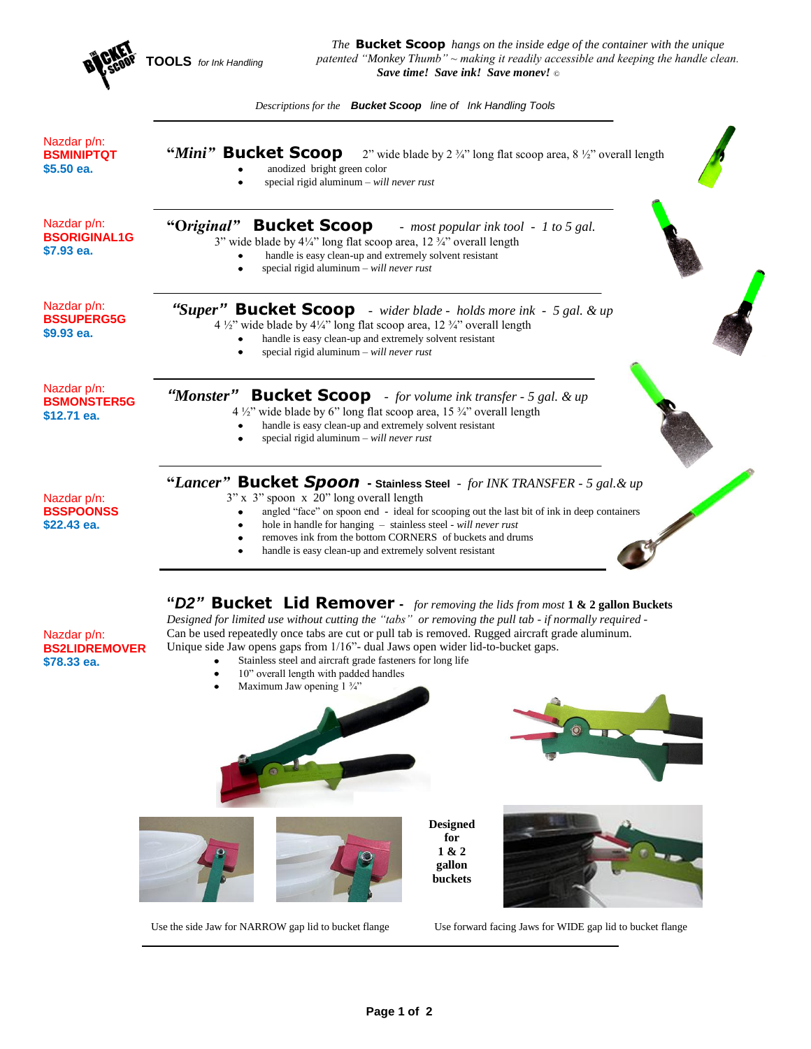**TOOLS** *for Ink Handling*

*The* **Bucket Scoop** *hangs on the inside edge of the container with the unique patented "Monkey Thumb" ~ making it readily accessible and keeping the handle clean.*
***Save time! Save ink! Save money!*** ©

*Descriptions for the* ***Bucket Scoop*** *line of Ink Handling Tools*

---

Nazdar p/n:
**BSMINIPTQT**
**$5.50 ea.**

## *"Mini"* Bucket Scoop

2" wide blade by 2 ¾" long flat scoop area, 8 ½" overall length

- anodized bright green color
- special rigid aluminum – *will never rust*

---

Nazdar p/n:
**BSORIGINAL1G**
**$7.93 ea.**

## *"Original"* Bucket Scoop

*- most popular ink tool - 1 to 5 gal.*

3" wide blade by 4¼" long flat scoop area, 12 ¾" overall length

- handle is easy clean-up and extremely solvent resistant
- special rigid aluminum – *will never rust*

---

Nazdar p/n:
**BSSUPERG5G**
**$9.93 ea.**

## *"Super"* Bucket Scoop

*- wider blade - holds more ink - 5 gal. & up*

4 ½" wide blade by 4¼" long flat scoop area, 12 ¾" overall length

- handle is easy clean-up and extremely solvent resistant
- special rigid aluminum – *will never rust*

---

Nazdar p/n:
**BSMONSTER5G**
**$12.71 ea.**

## *"Monster"* Bucket Scoop

*- for volume ink transfer - 5 gal. & up*

4 ½" wide blade by 6" long flat scoop area, 15 ¾" overall length

- handle is easy clean-up and extremely solvent resistant
- special rigid aluminum – *will never rust*

---

Nazdar p/n:
**BSSPOONSS**
**$22.43 ea.**

## *"Lancer"* Bucket *Spoon* - Stainless Steel

*- for INK TRANSFER - 5 gal.& up*

3" x 3" spoon x 20" long overall length

- angled "face" on spoon end - ideal for scooping out the last bit of ink in deep containers
- hole in handle for hanging – stainless steel - *will never rust*
- removes ink from the bottom CORNERS of buckets and drums
- handle is easy clean-up and extremely solvent resistant

---

Nazdar p/n:
**BS2LIDREMOVER**
**$78.33 ea.**

## *"D2"* Bucket Lid Remover -

*for removing the lids from most* **1 & 2 gallon Buckets**

*Designed for limited use without cutting the "tabs" or removing the pull tab - if normally required -* Can be used repeatedly once tabs are cut or pull tab is removed. Rugged aircraft grade aluminum. Unique side Jaw opens gaps from 1/16"- dual Jaws open wider lid-to-bucket gaps.

- Stainless steel and aircraft grade fasteners for long life
- 10" overall length with padded handles
- Maximum Jaw opening 1 ¾"

**Designed for 1 & 2 gallon buckets**

Use the side Jaw for NARROW gap lid to bucket flange

Use forward facing Jaws for WIDE gap lid to bucket flange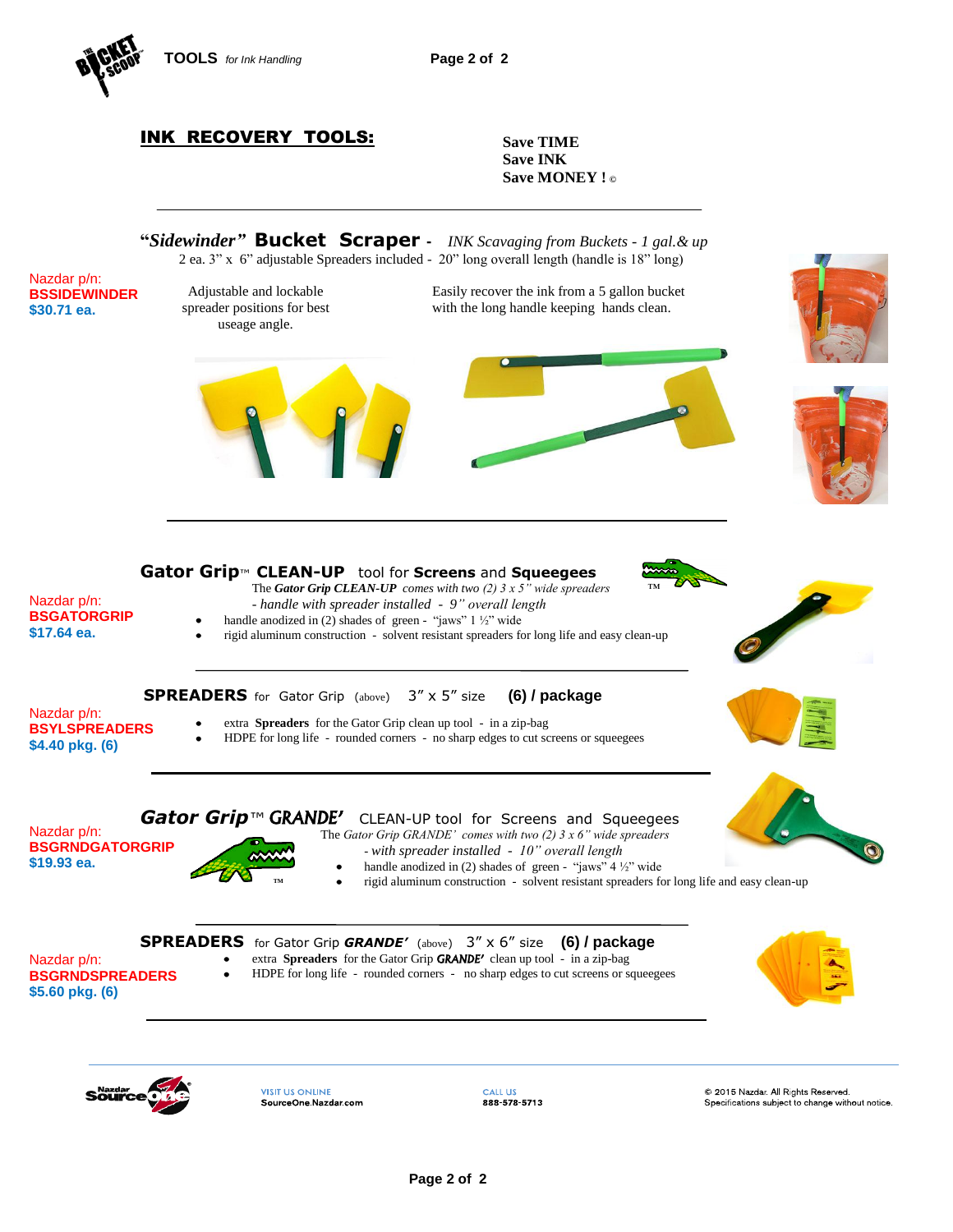## INK RECOVERY TOOLS:

**Save TIME**
**Save INK**
**Save MONEY !** ©

---

### "*Sidewinder*" Bucket Scraper - *INK Scavaging from Buckets - 1 gal.& up*

2 ea. 3" x 6" adjustable Spreaders included - 20" long overall length (handle is 18" long)

Nazdar p/n:
**BSSIDEWINDER**
**$30.71 ea.**

Adjustable and lockable spreader positions for best useage angle.

Easily recover the ink from a 5 gallon bucket with the long handle keeping hands clean.

---

### Gator Grip™ CLEAN-UP tool for **Screens** and **Squeegees**

The ***Gator Grip CLEAN-UP*** *comes with two (2) 3 x 5" wide spreaders - handle with spreader installed - 9" overall length*

Nazdar p/n:
**BSGATORGRIP**
**$17.64 ea.**

- handle anodized in (2) shades of green - "jaws" 1 ½" wide
- rigid aluminum construction - solvent resistant spreaders for long life and easy clean-up

---

### SPREADERS for Gator Grip (above) 3" x 5" size (6) / package

Nazdar p/n:
**BSYLSPREADERS**
**$4.40 pkg. (6)**

- extra **Spreaders** for the Gator Grip clean up tool - in a zip-bag
- HDPE for long life - rounded corners - no sharp edges to cut screens or squeegees

---

### *Gator Grip*™ *GRANDE'* CLEAN-UP tool for Screens and Squeegees

The *Gator Grip GRANDE' comes with two (2) 3 x 6" wide spreaders - with spreader installed - 10" overall length*

Nazdar p/n:
**BSGRNDGATORGRIP**
**$19.93 ea.**

- handle anodized in (2) shades of green - "jaws" 4 ½" wide
- rigid aluminum construction - solvent resistant spreaders for long life and easy clean-up

---

### SPREADERS for Gator Grip *GRANDE'* (above) 3" x 6" size (6) / package

Nazdar p/n:
**BSGRNDSPREADERS**
**$5.60 pkg. (6)**

- extra **Spreaders** for the Gator Grip *GRANDE'* clean up tool - in a zip-bag
- HDPE for long life - rounded corners - no sharp edges to cut screens or squeegees

---

VISIT US ONLINE
SourceOne.Nazdar.com

CALL US
888-578-5713

© 2015 Nazdar. All Rights Reserved.
Specifications subject to change without notice.